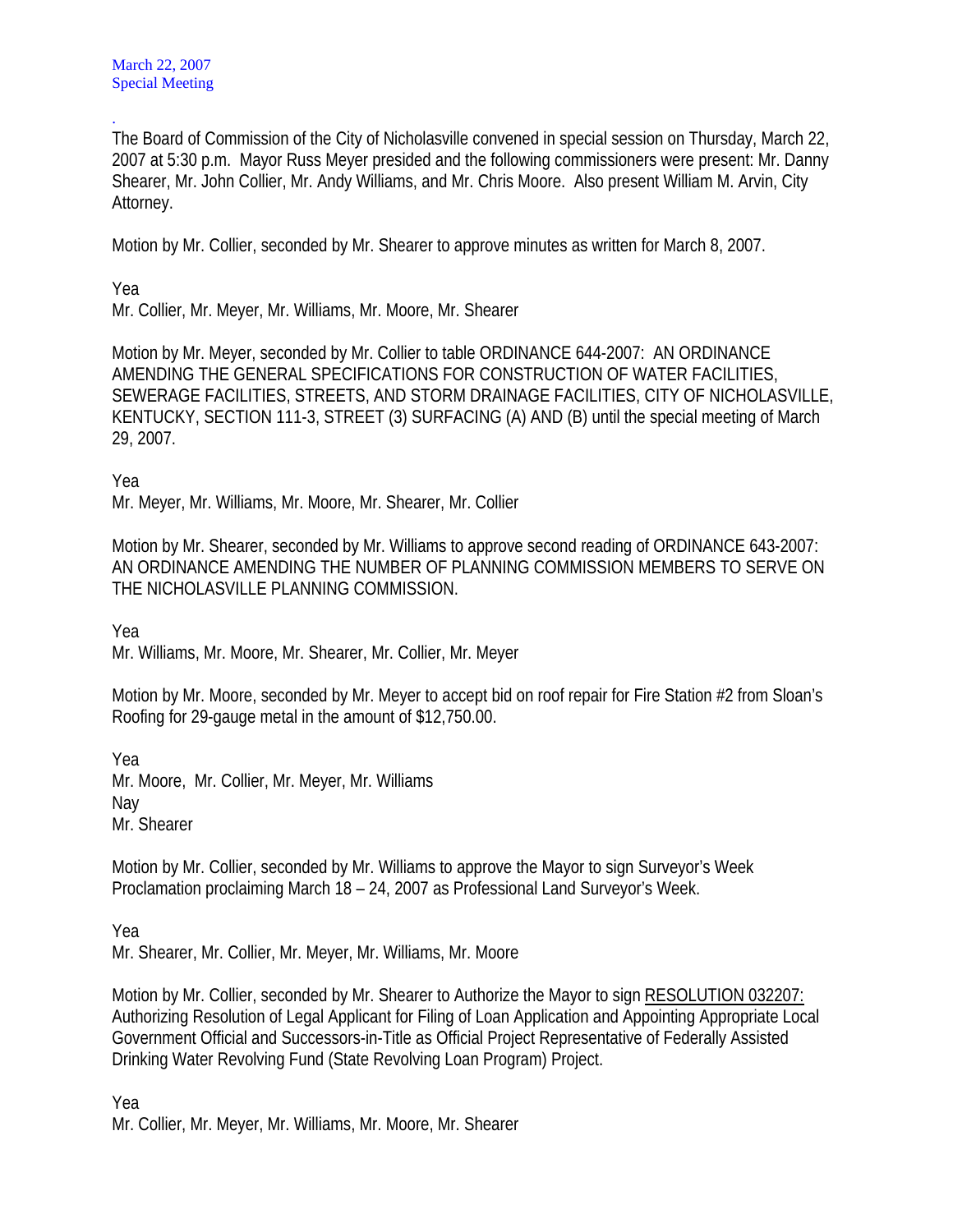March 22, 2007
Special Meeting

.
The Board of Commission of the City of Nicholasville convened in special session on Thursday, March 22, 2007 at 5:30 p.m. Mayor Russ Meyer presided and the following commissioners were present: Mr. Danny Shearer, Mr. John Collier, Mr. Andy Williams, and Mr. Chris Moore. Also present William M. Arvin, City Attorney.

Motion by Mr. Collier, seconded by Mr. Shearer to approve minutes as written for March 8, 2007.

Yea
Mr. Collier, Mr. Meyer, Mr. Williams, Mr. Moore, Mr. Shearer

Motion by Mr. Meyer, seconded by Mr. Collier to table ORDINANCE 644-2007: AN ORDINANCE AMENDING THE GENERAL SPECIFICATIONS FOR CONSTRUCTION OF WATER FACILITIES, SEWERAGE FACILITIES, STREETS, AND STORM DRAINAGE FACILITIES, CITY OF NICHOLASVILLE, KENTUCKY, SECTION 111-3, STREET (3) SURFACING (A) AND (B) until the special meeting of March 29, 2007.

Yea
Mr. Meyer, Mr. Williams, Mr. Moore, Mr. Shearer, Mr. Collier

Motion by Mr. Shearer, seconded by Mr. Williams to approve second reading of ORDINANCE 643-2007: AN ORDINANCE AMENDING THE NUMBER OF PLANNING COMMISSION MEMBERS TO SERVE ON THE NICHOLASVILLE PLANNING COMMISSION.

Yea
Mr. Williams, Mr. Moore, Mr. Shearer, Mr. Collier, Mr. Meyer

Motion by Mr. Moore, seconded by Mr. Meyer to accept bid on roof repair for Fire Station #2 from Sloan's Roofing for 29-gauge metal in the amount of $12,750.00.

Yea
Mr. Moore, Mr. Collier, Mr. Meyer, Mr. Williams
Nay
Mr. Shearer

Motion by Mr. Collier, seconded by Mr. Williams to approve the Mayor to sign Surveyor's Week Proclamation proclaiming March 18 – 24, 2007 as Professional Land Surveyor's Week.

Yea
Mr. Shearer, Mr. Collier, Mr. Meyer, Mr. Williams, Mr. Moore

Motion by Mr. Collier, seconded by Mr. Shearer to Authorize the Mayor to sign <u>RESOLUTION 032207:</u> Authorizing Resolution of Legal Applicant for Filing of Loan Application and Appointing Appropriate Local Government Official and Successors-in-Title as Official Project Representative of Federally Assisted Drinking Water Revolving Fund (State Revolving Loan Program) Project.

Yea
Mr. Collier, Mr. Meyer, Mr. Williams, Mr. Moore, Mr. Shearer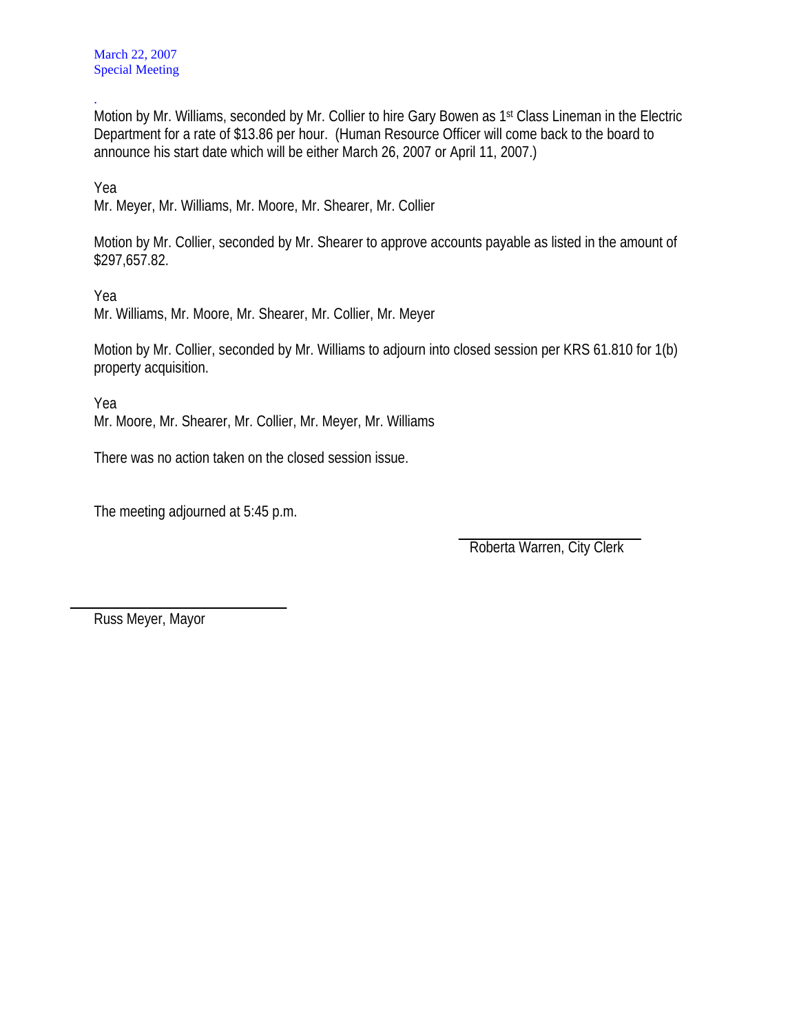March 22, 2007
Special Meeting

.
Motion by Mr. Williams, seconded by Mr. Collier to hire Gary Bowen as 1st Class Lineman in the Electric Department for a rate of $13.86 per hour. (Human Resource Officer will come back to the board to announce his start date which will be either March 26, 2007 or April 11, 2007.)

Yea
Mr. Meyer, Mr. Williams, Mr. Moore, Mr. Shearer, Mr. Collier

Motion by Mr. Collier, seconded by Mr. Shearer to approve accounts payable as listed in the amount of $297,657.82.

Yea
Mr. Williams, Mr. Moore, Mr. Shearer, Mr. Collier, Mr. Meyer

Motion by Mr. Collier, seconded by Mr. Williams to adjourn into closed session per KRS 61.810 for 1(b) property acquisition.

Yea
Mr. Moore, Mr. Shearer, Mr. Collier, Mr. Meyer, Mr. Williams

There was no action taken on the closed session issue.

The meeting adjourned at 5:45 p.m.

Roberta Warren, City Clerk

Russ Meyer, Mayor